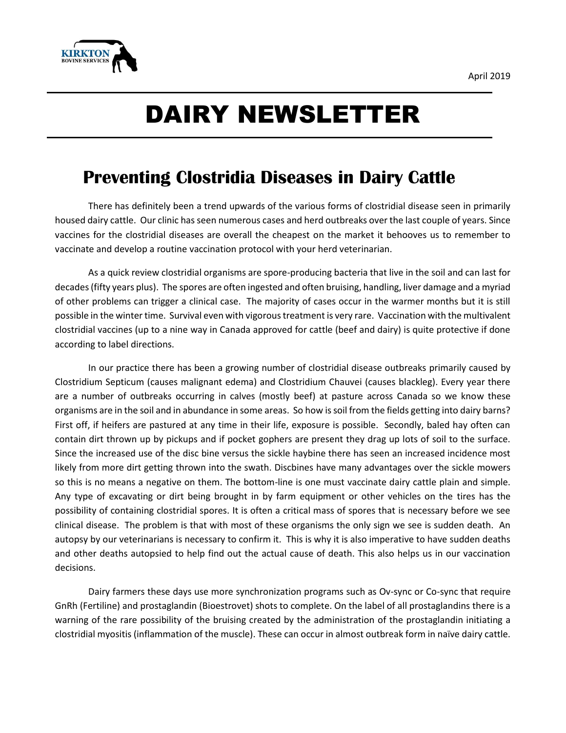KIRKTON BOVINE SERVICES

April 2019

# DAIRY NEWSLETTER

## Preventing Clostridia Diseases in Dairy Cattle

There has definitely been a trend upwards of the various forms of clostridial disease seen in primarily housed dairy cattle. Our clinic has seen numerous cases and herd outbreaks over the last couple of years. Since vaccines for the clostridial diseases are overall the cheapest on the market it behooves us to remember to vaccinate and develop a routine vaccination protocol with your herd veterinarian.

As a quick review clostridial organisms are spore-producing bacteria that live in the soil and can last for decades (fifty years plus). The spores are often ingested and often bruising, handling, liver damage and a myriad of other problems can trigger a clinical case. The majority of cases occur in the warmer months but it is still possible in the winter time. Survival even with vigorous treatment is very rare. Vaccination with the multivalent clostridial vaccines (up to a nine way in Canada approved for cattle (beef and dairy) is quite protective if done according to label directions.

In our practice there has been a growing number of clostridial disease outbreaks primarily caused by Clostridium Septicum (causes malignant edema) and Clostridium Chauvei (causes blackleg). Every year there are a number of outbreaks occurring in calves (mostly beef) at pasture across Canada so we know these organisms are in the soil and in abundance in some areas. So how is soil from the fields getting into dairy barns? First off, if heifers are pastured at any time in their life, exposure is possible. Secondly, baled hay often can contain dirt thrown up by pickups and if pocket gophers are present they drag up lots of soil to the surface. Since the increased use of the disc bine versus the sickle haybine there has seen an increased incidence most likely from more dirt getting thrown into the swath. Discbines have many advantages over the sickle mowers so this is no means a negative on them. The bottom-line is one must vaccinate dairy cattle plain and simple. Any type of excavating or dirt being brought in by farm equipment or other vehicles on the tires has the possibility of containing clostridial spores. It is often a critical mass of spores that is necessary before we see clinical disease. The problem is that with most of these organisms the only sign we see is sudden death. An autopsy by our veterinarians is necessary to confirm it. This is why it is also imperative to have sudden deaths and other deaths autopsied to help find out the actual cause of death. This also helps us in our vaccination decisions.

Dairy farmers these days use more synchronization programs such as Ov-sync or Co-sync that require GnRh (Fertiline) and prostaglandin (Bioestrovet) shots to complete. On the label of all prostaglandins there is a warning of the rare possibility of the bruising created by the administration of the prostaglandin initiating a clostridial myositis (inflammation of the muscle). These can occur in almost outbreak form in naïve dairy cattle.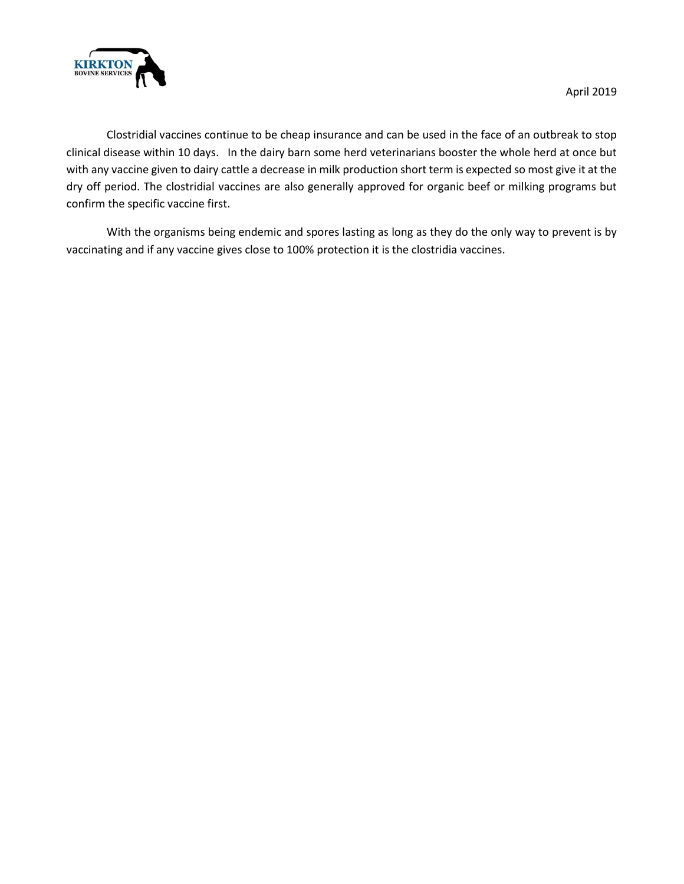April 2019

Clostridial vaccines continue to be cheap insurance and can be used in the face of an outbreak to stop clinical disease within 10 days. In the dairy barn some herd veterinarians booster the whole herd at once but with any vaccine given to dairy cattle a decrease in milk production short term is expected so most give it at the dry off period. The clostridial vaccines are also generally approved for organic beef or milking programs but confirm the specific vaccine first.

With the organisms being endemic and spores lasting as long as they do the only way to prevent is by vaccinating and if any vaccine gives close to 100% protection it is the clostridia vaccines.